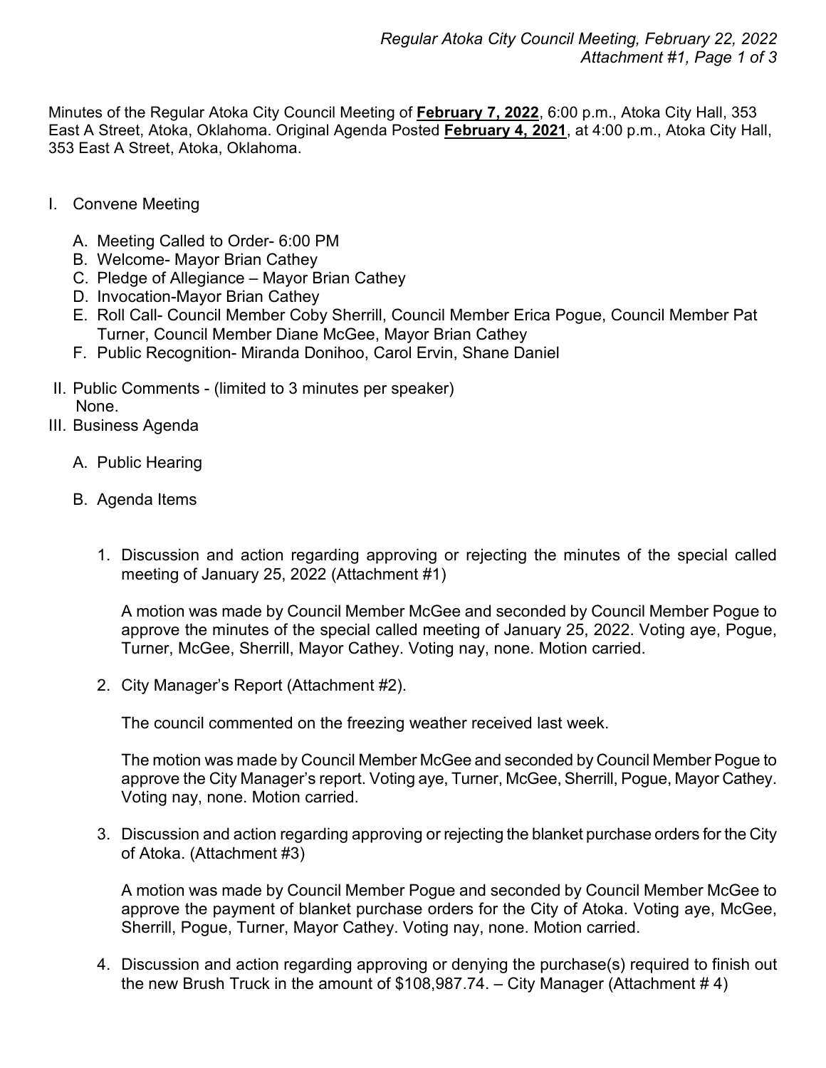Minutes of the Regular Atoka City Council Meeting of **February 7, 2022**, 6:00 p.m., Atoka City Hall, 353 East A Street, Atoka, Oklahoma. Original Agenda Posted **February 4, 2021**, at 4:00 p.m., Atoka City Hall, 353 East A Street, Atoka, Oklahoma.

I. Convene Meeting

   A. Meeting Called to Order- 6:00 PM
   B. Welcome- Mayor Brian Cathey
   C. Pledge of Allegiance – Mayor Brian Cathey
   D. Invocation-Mayor Brian Cathey
   E. Roll Call- Council Member Coby Sherrill, Council Member Erica Pogue, Council Member Pat Turner, Council Member Diane McGee, Mayor Brian Cathey
   F. Public Recognition- Miranda Donihoo, Carol Ervin, Shane Daniel

II. Public Comments - (limited to 3 minutes per speaker)
   None.

III. Business Agenda

   A. Public Hearing

   B. Agenda Items

      1. Discussion and action regarding approving or rejecting the minutes of the special called meeting of January 25, 2022 (Attachment #1)

         A motion was made by Council Member McGee and seconded by Council Member Pogue to approve the minutes of the special called meeting of January 25, 2022. Voting aye, Pogue, Turner, McGee, Sherrill, Mayor Cathey. Voting nay, none. Motion carried.

      2. City Manager's Report (Attachment #2).

         The council commented on the freezing weather received last week.

         The motion was made by Council Member McGee and seconded by Council Member Pogue to approve the City Manager's report. Voting aye, Turner, McGee, Sherrill, Pogue, Mayor Cathey. Voting nay, none. Motion carried.

      3. Discussion and action regarding approving or rejecting the blanket purchase orders for the City of Atoka. (Attachment #3)

         A motion was made by Council Member Pogue and seconded by Council Member McGee to approve the payment of blanket purchase orders for the City of Atoka. Voting aye, McGee, Sherrill, Pogue, Turner, Mayor Cathey. Voting nay, none. Motion carried.

      4. Discussion and action regarding approving or denying the purchase(s) required to finish out the new Brush Truck in the amount of $108,987.74. – City Manager (Attachment # 4)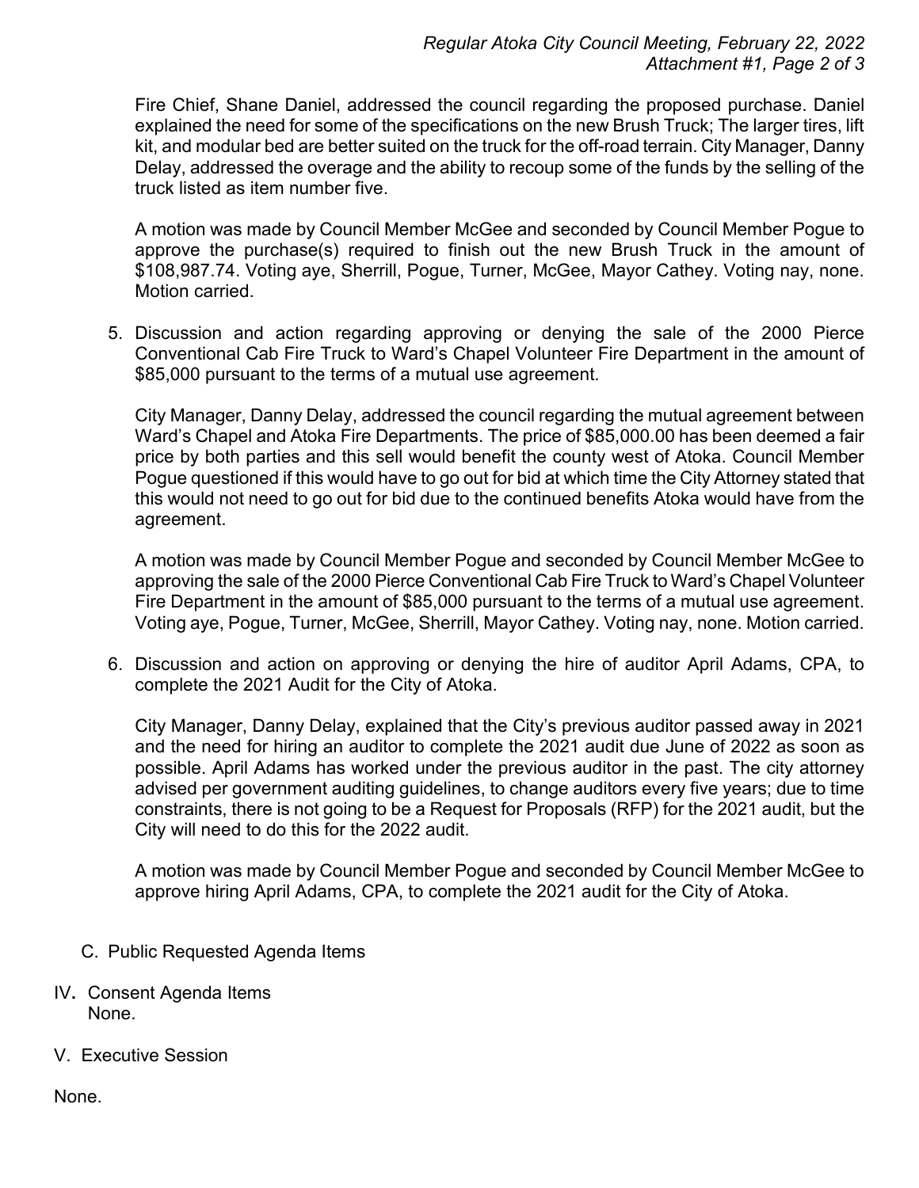Fire Chief, Shane Daniel, addressed the council regarding the proposed purchase. Daniel explained the need for some of the specifications on the new Brush Truck; The larger tires, lift kit, and modular bed are better suited on the truck for the off-road terrain. City Manager, Danny Delay, addressed the overage and the ability to recoup some of the funds by the selling of the truck listed as item number five.

A motion was made by Council Member McGee and seconded by Council Member Pogue to approve the purchase(s) required to finish out the new Brush Truck in the amount of $108,987.74. Voting aye, Sherrill, Pogue, Turner, McGee, Mayor Cathey. Voting nay, none. Motion carried.

5. Discussion and action regarding approving or denying the sale of the 2000 Pierce Conventional Cab Fire Truck to Ward's Chapel Volunteer Fire Department in the amount of $85,000 pursuant to the terms of a mutual use agreement.

   City Manager, Danny Delay, addressed the council regarding the mutual agreement between Ward's Chapel and Atoka Fire Departments. The price of $85,000.00 has been deemed a fair price by both parties and this sell would benefit the county west of Atoka. Council Member Pogue questioned if this would have to go out for bid at which time the City Attorney stated that this would not need to go out for bid due to the continued benefits Atoka would have from the agreement.

   A motion was made by Council Member Pogue and seconded by Council Member McGee to approving the sale of the 2000 Pierce Conventional Cab Fire Truck to Ward's Chapel Volunteer Fire Department in the amount of $85,000 pursuant to the terms of a mutual use agreement. Voting aye, Pogue, Turner, McGee, Sherrill, Mayor Cathey. Voting nay, none. Motion carried.

6. Discussion and action on approving or denying the hire of auditor April Adams, CPA, to complete the 2021 Audit for the City of Atoka.

   City Manager, Danny Delay, explained that the City's previous auditor passed away in 2021 and the need for hiring an auditor to complete the 2021 audit due June of 2022 as soon as possible. April Adams has worked under the previous auditor in the past. The city attorney advised per government auditing guidelines, to change auditors every five years; due to time constraints, there is not going to be a Request for Proposals (RFP) for the 2021 audit, but the City will need to do this for the 2022 audit.

   A motion was made by Council Member Pogue and seconded by Council Member McGee to approve hiring April Adams, CPA, to complete the 2021 audit for the City of Atoka.

C. Public Requested Agenda Items

IV. Consent Agenda Items
None.

V. Executive Session

None.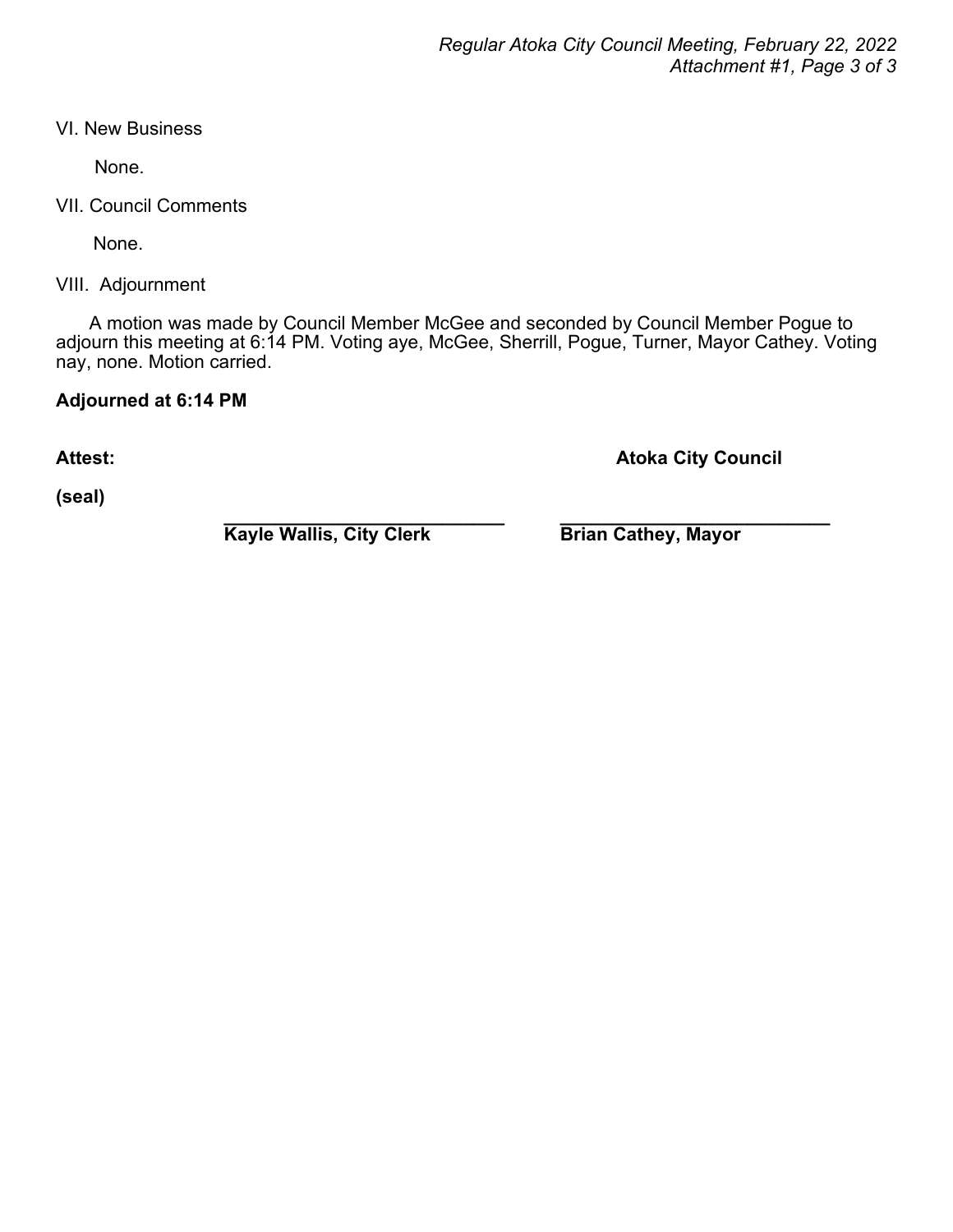VI. New Business

None.

VII. Council Comments

None.

VIII. Adjournment

A motion was made by Council Member McGee and seconded by Council Member Pogue to adjourn this meeting at 6:14 PM. Voting aye, McGee, Sherrill, Pogue, Turner, Mayor Cathey. Voting nay, none. Motion carried.

**Adjourned at 6:14 PM**

**Attest:** **Atoka City Council**

**(seal)**

**\_\_\_\_\_\_\_\_\_\_\_\_\_\_\_\_\_\_\_\_\_\_\_\_\_\_\_\_\_\_**
**Kayle Wallis, City Clerk**

**\_\_\_\_\_\_\_\_\_\_\_\_\_\_\_\_\_\_\_\_\_\_\_\_\_\_\_\_\_\_**
**Brian Cathey, Mayor**